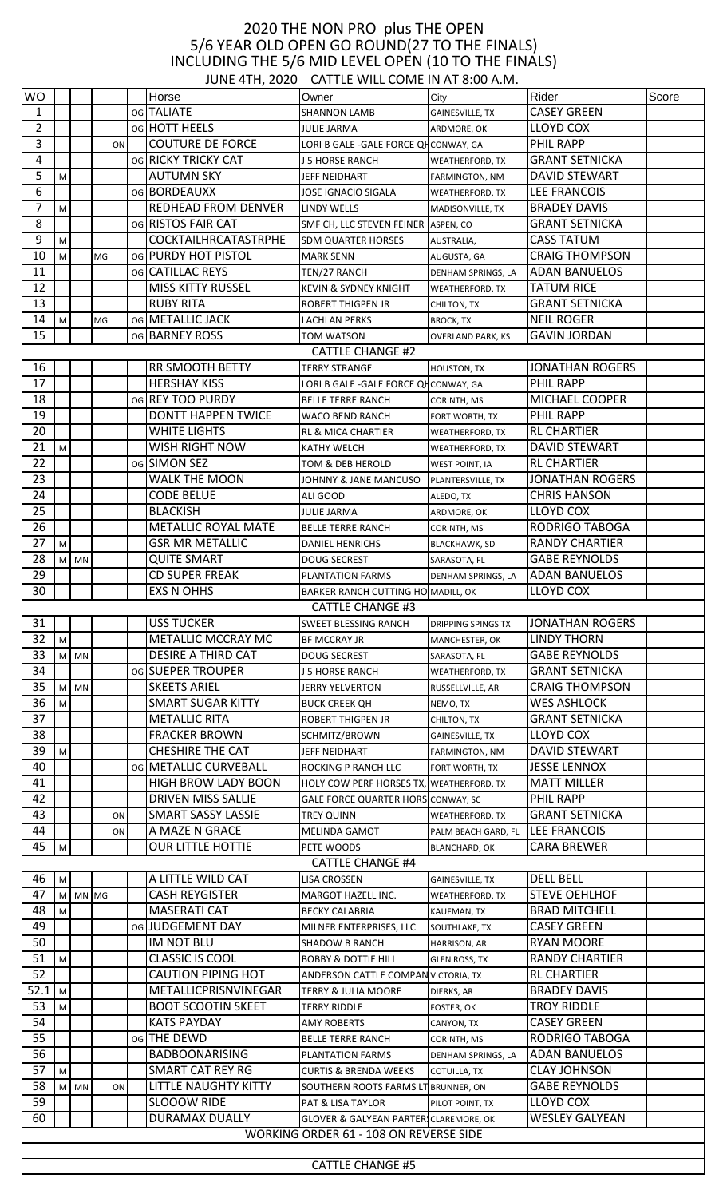# 2020 THE NON PRO plus THE OPEN

## 5/6 YEAR OLD OPEN GO ROUND(27 TO THE FINALS)

## INCLUDING THE 5/6 MID LEVEL OPEN (10 TO THE FINALS)

JUNE 4TH, 2020 CATTLE WILL COME IN AT 8:00 A.M.

| WO | | | | | | Horse | Owner | City | Rider | Score |
|---|---|---|---|---|---|---|---|---|---|---|
| 1 | | | | | OG | TALIATE | SHANNON LAMB | GAINESVILLE, TX | CASEY GREEN | |
| 2 | | | | | OG | HOTT HEELS | JULIE JARMA | ARDMORE, OK | LLOYD COX | |
| 3 | | | | ON | | COUTURE DE FORCE | LORI B GALE -GALE FORCE QH | CONWAY, GA | PHIL RAPP | |
| 4 | | | | | OG | RICKY TRICKY CAT | J 5 HORSE RANCH | WEATHERFORD, TX | GRANT SETNICKA | |
| 5 | M | | | | | AUTUMN SKY | JEFF NEIDHART | FARMINGTON, NM | DAVID STEWART | |
| 6 | | | | | OG | BORDEAUXX | JOSE IGNACIO SIGALA | WEATHERFORD, TX | LEE FRANCOIS | |
| 7 | M | | | | | REDHEAD FROM DENVER | LINDY WELLS | MADISONVILLE, TX | BRADEY DAVIS | |
| 8 | | | | | OG | RISTOS FAIR CAT | SMF CH, LLC STEVEN FEINER | ASPEN, CO | GRANT SETNICKA | |
| 9 | M | | | | | COCKTAILHRCATASTRPHE | SDM QUARTER HORSES | AUSTRALIA, | CASS TATUM | |
| 10 | M | | MG | | OG | PURDY HOT PISTOL | MARK SENN | AUGUSTA, GA | CRAIG THOMPSON | |
| 11 | | | | | OG | CATILLAC REYS | TEN/27 RANCH | DENHAM SPRINGS, LA | ADAN BANUELOS | |
| 12 | | | | | | MISS KITTY RUSSEL | KEVIN & SYDNEY KNIGHT | WEATHERFORD, TX | TATUM RICE | |
| 13 | | | | | | RUBY RITA | ROBERT THIGPEN JR | CHILTON, TX | GRANT SETNICKA | |
| 14 | M | | MG | | OG | METALLIC JACK | LACHLAN PERKS | BROCK, TX | NEIL ROGER | |
| 15 | | | | | OG | BARNEY ROSS | TOM WATSON | OVERLAND PARK, KS | GAVIN JORDAN | |
| | | | | | | CATTLE CHANGE #2 | | | | |
| 16 | | | | | | RR SMOOTH BETTY | TERRY STRANGE | HOUSTON, TX | JONATHAN ROGERS | |
| 17 | | | | | | HERSHAY KISS | LORI B GALE -GALE FORCE QH | CONWAY, GA | PHIL RAPP | |
| 18 | | | | | OG | REY TOO PURDY | BELLE TERRE RANCH | CORINTH, MS | MICHAEL COOPER | |
| 19 | | | | | | DONTT HAPPEN TWICE | WACO BEND RANCH | FORT WORTH, TX | PHIL RAPP | |
| 20 | | | | | | WHITE LIGHTS | RL & MICA CHARTIER | WEATHERFORD, TX | RL CHARTIER | |
| 21 | M | | | | | WISH RIGHT NOW | KATHY WELCH | WEATHERFORD, TX | DAVID STEWART | |
| 22 | | | | | OG | SIMON SEZ | TOM & DEB HEROLD | WEST POINT, IA | RL CHARTIER | |
| 23 | | | | | | WALK THE MOON | JOHNNY & JANE MANCUSO | PLANTERSVILLE, TX | JONATHAN ROGERS | |
| 24 | | | | | | CODE BELUE | ALI GOOD | ALEDO, TX | CHRIS HANSON | |
| 25 | | | | | | BLACKISH | JULIE JARMA | ARDMORE, OK | LLOYD COX | |
| 26 | | | | | | METALLIC ROYAL MATE | BELLE TERRE RANCH | CORINTH, MS | RODRIGO TABOGA | |
| 27 | M | | | | | GSR MR METALLIC | DANIEL HENRICHS | BLACKHAWK, SD | RANDY CHARTIER | |
| 28 | M | MN | | | | QUITE SMART | DOUG SECREST | SARASOTA, FL | GABE REYNOLDS | |
| 29 | | | | | | CD SUPER FREAK | PLANTATION FARMS | DENHAM SPRINGS, LA | ADAN BANUELOS | |
| 30 | | | | | | EXS N OHHS | BARKER RANCH CUTTING HO | MADILL, OK | LLOYD COX | |
| | | | | | | CATTLE CHANGE #3 | | | | |
| 31 | | | | | | USS TUCKER | SWEET BLESSING RANCH | DRIPPING SPINGS TX | JONATHAN ROGERS | |
| 32 | M | | | | | METALLIC MCCRAY MC | BF MCCRAY JR | MANCHESTER, OK | LINDY THORN | |
| 33 | M | MN | | | | DESIRE A THIRD CAT | DOUG SECREST | SARASOTA, FL | GABE REYNOLDS | |
| 34 | | | | | OG | SUEPER TROUPER | J 5 HORSE RANCH | WEATHERFORD, TX | GRANT SETNICKA | |
| 35 | M | MN | | | | SKEETS ARIEL | JERRY YELVERTON | RUSSELLVILLE, AR | CRAIG THOMPSON | |
| 36 | M | | | | | SMART SUGAR KITTY | BUCK CREEK QH | NEMO, TX | WES ASHLOCK | |
| 37 | | | | | | METALLIC RITA | ROBERT THIGPEN JR | CHILTON, TX | GRANT SETNICKA | |
| 38 | | | | | | FRACKER BROWN | SCHMITZ/BROWN | GAINESVILLE, TX | LLOYD COX | |
| 39 | M | | | | | CHESHIRE THE CAT | JEFF NEIDHART | FARMINGTON, NM | DAVID STEWART | |
| 40 | | | | | OG | METALLIC CURVEBALL | ROCKING P RANCH LLC | FORT WORTH, TX | JESSE LENNOX | |
| 41 | | | | | | HIGH BROW LADY BOON | HOLY COW PERF HORSES TX, | WEATHERFORD, TX | MATT MILLER | |
| 42 | | | | | | DRIVEN MISS SALLIE | GALE FORCE QUARTER HORS | CONWAY, SC | PHIL RAPP | |
| 43 | | | | ON | | SMART SASSY LASSIE | TREY QUINN | WEATHERFORD, TX | GRANT SETNICKA | |
| 44 | | | | ON | | A MAZE N GRACE | MELINDA GAMOT | PALM BEACH GARD, FL | LEE FRANCOIS | |
| 45 | M | | | | | OUR LITTLE HOTTIE | PETE WOODS | BLANCHARD, OK | CARA BREWER | |
| | | | | | | CATTLE CHANGE #4 | | | | |
| 46 | M | | | | | A LITTLE WILD CAT | LISA CROSSEN | GAINESVILLE, TX | DELL BELL | |
| 47 | M | MN | MG | | | CASH REYGISTER | MARGOT HAZELL INC. | WEATHERFORD, TX | STEVE OEHLHOF | |
| 48 | M | | | | | MASERATI CAT | BECKY CALABRIA | KAUFMAN, TX | BRAD MITCHELL | |
| 49 | | | | | OG | JUDGEMENT DAY | MILNER ENTERPRISES, LLC | SOUTHLAKE, TX | CASEY GREEN | |
| 50 | | | | | | IM NOT BLU | SHADOW B RANCH | HARRISON, AR | RYAN MOORE | |
| 51 | M | | | | | CLASSIC IS COOL | BOBBY & DOTTIE HILL | GLEN ROSS, TX | RANDY CHARTIER | |
| 52 | | | | | | CAUTION PIPING HOT | ANDERSON CATTLE COMPAN | VICTORIA, TX | RL CHARTIER | |
| 52.1 | M | | | | | METALLICPRISNVINEGAR | TERRY & JULIA MOORE | DIERKS, AR | BRADEY DAVIS | |
| 53 | M | | | | | BOOT SCOOTIN SKEET | TERRY RIDDLE | FOSTER, OK | TROY RIDDLE | |
| 54 | | | | | | KATS PAYDAY | AMY ROBERTS | CANYON, TX | CASEY GREEN | |
| 55 | | | | | OG | THE DEWD | BELLE TERRE RANCH | CORINTH, MS | RODRIGO TABOGA | |
| 56 | | | | | | BADBOONARISING | PLANTATION FARMS | DENHAM SPRINGS, LA | ADAN BANUELOS | |
| 57 | M | | | | | SMART CAT REY RG | CURTIS & BRENDA WEEKS | COTUILLA, TX | CLAY JOHNSON | |
| 58 | M | MN | | ON | | LITTLE NAUGHTY KITTY | SOUTHERN ROOTS FARMS LT | BRUNNER, ON | GABE REYNOLDS | |
| 59 | | | | | | SLOOOW RIDE | PAT & LISA TAYLOR | PILOT POINT, TX | LLOYD COX | |
| 60 | | | | | | DURAMAX DUALLY | GLOVER & GALYEAN PARTER | CLAREMORE, OK | WESLEY GALYEAN | |

WORKING ORDER 61 - 108 ON REVERSE SIDE

CATTLE CHANGE #5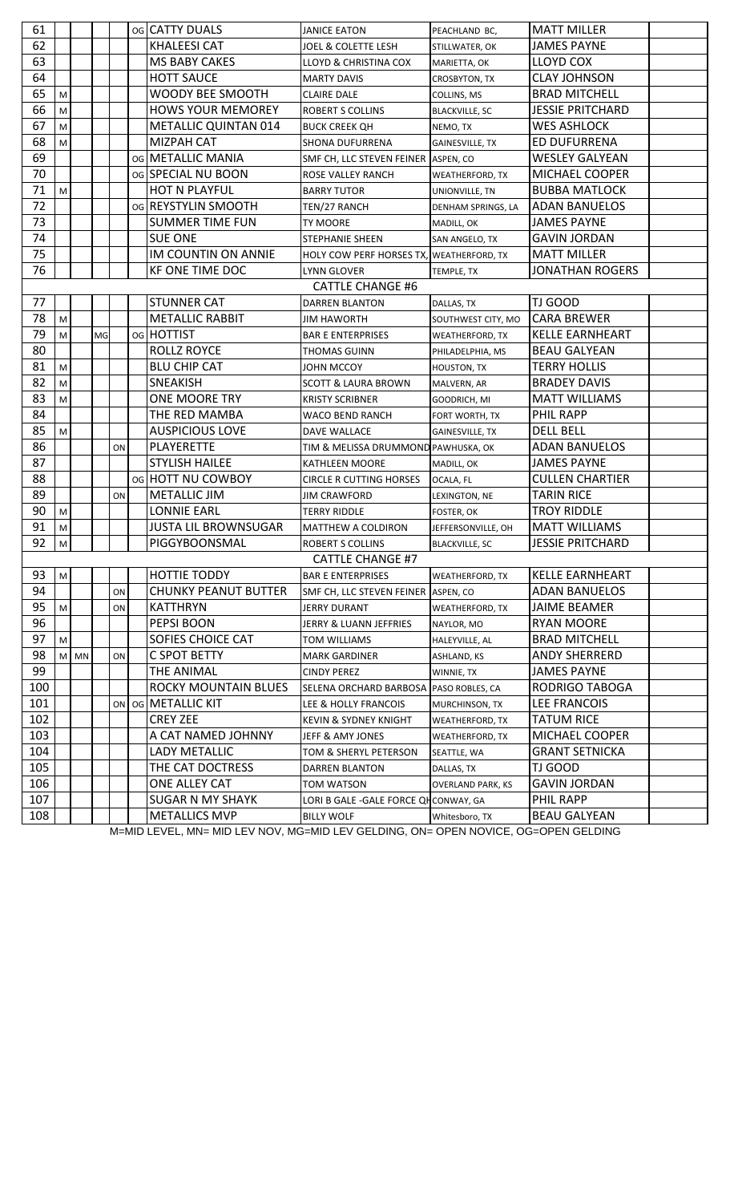| | | | | | | | | | | |
|---|---|---|---|---|---|---|---|---|---|---|
| 61 | | | | | OG | CATTY DUALS | JANICE EATON | PEACHLAND BC, | MATT MILLER | |
| 62 | | | | | | KHALEESI CAT | JOEL & COLETTE LESH | STILLWATER, OK | JAMES PAYNE | |
| 63 | | | | | | MS BABY CAKES | LLOYD & CHRISTINA COX | MARIETTA, OK | LLOYD COX | |
| 64 | | | | | | HOTT SAUCE | MARTY DAVIS | CROSBYTON, TX | CLAY JOHNSON | |
| 65 | M | | | | | WOODY BEE SMOOTH | CLAIRE DALE | COLLINS, MS | BRAD MITCHELL | |
| 66 | M | | | | | HOWS YOUR MEMOREY | ROBERT S COLLINS | BLACKVILLE, SC | JESSIE PRITCHARD | |
| 67 | M | | | | | METALLIC QUINTAN 014 | BUCK CREEK QH | NEMO, TX | WES ASHLOCK | |
| 68 | M | | | | | MIZPAH CAT | SHONA DUFURRENA | GAINESVILLE, TX | ED DUFURRENA | |
| 69 | | | | | OG | METALLIC MANIA | SMF CH, LLC STEVEN FEINER | ASPEN, CO | WESLEY GALYEAN | |
| 70 | | | | | OG | SPECIAL NU BOON | ROSE VALLEY RANCH | WEATHERFORD, TX | MICHAEL COOPER | |
| 71 | M | | | | | HOT N PLAYFUL | BARRY TUTOR | UNIONVILLE, TN | BUBBA MATLOCK | |
| 72 | | | | | OG | REYSTYLIN SMOOTH | TEN/27 RANCH | DENHAM SPRINGS, LA | ADAN BANUELOS | |
| 73 | | | | | | SUMMER TIME FUN | TY MOORE | MADILL, OK | JAMES PAYNE | |
| 74 | | | | | | SUE ONE | STEPHANIE SHEEN | SAN ANGELO, TX | GAVIN JORDAN | |
| 75 | | | | | | IM COUNTIN ON ANNIE | HOLY COW PERF HORSES TX, | WEATHERFORD, TX | MATT MILLER | |
| 76 | | | | | | KF ONE TIME DOC | LYNN GLOVER | TEMPLE, TX | JONATHAN ROGERS | |
| | | | | | | | CATTLE CHANGE #6 | | | |
| 77 | | | | | | STUNNER CAT | DARREN BLANTON | DALLAS, TX | TJ GOOD | |
| 78 | M | | | | | METALLIC RABBIT | JIM HAWORTH | SOUTHWEST CITY, MO | CARA BREWER | |
| 79 | M | | MG | | OG | HOTTIST | BAR E ENTERPRISES | WEATHERFORD, TX | KELLE EARNHEART | |
| 80 | | | | | | ROLLZ ROYCE | THOMAS GUINN | PHILADELPHIA, MS | BEAU GALYEAN | |
| 81 | M | | | | | BLU CHIP CAT | JOHN MCCOY | HOUSTON, TX | TERRY HOLLIS | |
| 82 | M | | | | | SNEAKISH | SCOTT & LAURA BROWN | MALVERN, AR | BRADEY DAVIS | |
| 83 | M | | | | | ONE MOORE TRY | KRISTY SCRIBNER | GOODRICH, MI | MATT WILLIAMS | |
| 84 | | | | | | THE RED MAMBA | WACO BEND RANCH | FORT WORTH, TX | PHIL RAPP | |
| 85 | M | | | | | AUSPICIOUS LOVE | DAVE WALLACE | GAINESVILLE, TX | DELL BELL | |
| 86 | | | | ON | | PLAYERETTE | TIM & MELISSA DRUMMOND | PAWHUSKA, OK | ADAN BANUELOS | |
| 87 | | | | | | STYLISH HAILEE | KATHLEEN MOORE | MADILL, OK | JAMES PAYNE | |
| 88 | | | | | OG | HOTT NU COWBOY | CIRCLE R CUTTING HORSES | OCALA, FL | CULLEN CHARTIER | |
| 89 | | | | ON | | METALLIC JIM | JIM CRAWFORD | LEXINGTON, NE | TARIN RICE | |
| 90 | M | | | | | LONNIE EARL | TERRY RIDDLE | FOSTER, OK | TROY RIDDLE | |
| 91 | M | | | | | JUSTA LIL BROWNSUGAR | MATTHEW A COLDIRON | JEFFERSONVILLE, OH | MATT WILLIAMS | |
| 92 | M | | | | | PIGGYBOONSMAL | ROBERT S COLLINS | BLACKVILLE, SC | JESSIE PRITCHARD | |
| | | | | | | | CATTLE CHANGE #7 | | | |
| 93 | M | | | | | HOTTIE TODDY | BAR E ENTERPRISES | WEATHERFORD, TX | KELLE EARNHEART | |
| 94 | | | | ON | | CHUNKY PEANUT BUTTER | SMF CH, LLC STEVEN FEINER | ASPEN, CO | ADAN BANUELOS | |
| 95 | M | | | ON | | KATTHRYN | JERRY DURANT | WEATHERFORD, TX | JAIME BEAMER | |
| 96 | | | | | | PEPSI BOON | JERRY & LUANN JEFFRIES | NAYLOR, MO | RYAN MOORE | |
| 97 | M | | | | | SOFIES CHOICE CAT | TOM WILLIAMS | HALEYVILLE, AL | BRAD MITCHELL | |
| 98 | M | MN | | ON | | C SPOT BETTY | MARK GARDINER | ASHLAND, KS | ANDY SHERRERD | |
| 99 | | | | | | THE ANIMAL | CINDY PEREZ | WINNIE, TX | JAMES PAYNE | |
| 100 | | | | | | ROCKY MOUNTAIN BLUES | SELENA ORCHARD BARBOSA | PASO ROBLES, CA | RODRIGO TABOGA | |
| 101 | | | | ON | OG | METALLIC KIT | LEE & HOLLY FRANCOIS | MURCHINSON, TX | LEE FRANCOIS | |
| 102 | | | | | | CREY ZEE | KEVIN & SYDNEY KNIGHT | WEATHERFORD, TX | TATUM RICE | |
| 103 | | | | | | A CAT NAMED JOHNNY | JEFF & AMY JONES | WEATHERFORD, TX | MICHAEL COOPER | |
| 104 | | | | | | LADY METALLIC | TOM & SHERYL PETERSON | SEATTLE, WA | GRANT SETNICKA | |
| 105 | | | | | | THE CAT DOCTRESS | DARREN BLANTON | DALLAS, TX | TJ GOOD | |
| 106 | | | | | | ONE ALLEY CAT | TOM WATSON | OVERLAND PARK, KS | GAVIN JORDAN | |
| 107 | | | | | | SUGAR N MY SHAYK | LORI B GALE -GALE FORCE QH | CONWAY, GA | PHIL RAPP | |
| 108 | | | | | | METALLICS MVP | BILLY WOLF | Whitesboro, TX | BEAU GALYEAN | |

M=MID LEVEL, MN= MID LEV NOV, MG=MID LEV GELDING, ON= OPEN NOVICE, OG=OPEN GELDING